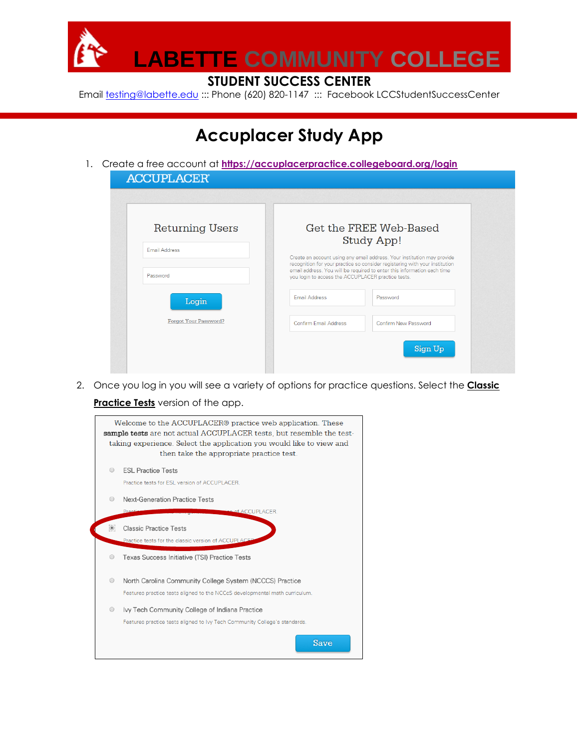# LABETTE COMMUNITY COLLEGE

## STUDENT SUCCESS CENTER

Email testing@labette.edu ::: Phone (620) 820-1147 ::: Facebook LCCStudentSuccessCenter

# Accuplacer Study App

1. Create a free account at **https://accuplacerpractice.collegeboard.org/login**

ACCUPLACER

Returning Users

Email Address

Password

Login

Forgot Your Password?

Get the FREE Web-Based Study App!

Create an account using any email address. Your institution may provide recognition for your practice so consider registering with your institution email address. You will be required to enter this information each time you login to access the ACCUPLACER practice tests.

Email Address | Password

Confirm Email Address | Confirm New Password

Sign Up

2. Once you log in you will see a variety of options for practice questions. Select the **Classic Practice Tests** version of the app.

Welcome to the ACCUPLACER® practice web application. These **sample tests** are not actual ACCUPLACER tests, but resemble the test-taking experience. Select the application you would like to view and then take the appropriate practice test.

- ESL Practice Tests
  Practice tests for ESL version of ACCUPLACER.
- Next-Generation Practice Tests
  Practice tests for the Next-Generation version of ACCUPLACER
- Classic Practice Tests
  Practice tests for the classic version of ACCUPLACER
- Texas Success Initiative (TSI) Practice Tests
- North Carolina Community College System (NCCCS) Practice
  Features practice tests aligned to the NCCcS developmental math curriculum.
- Ivy Tech Community College of Indiana Practice
  Features practice tests aligned to Ivy Tech Community College's standards.

Save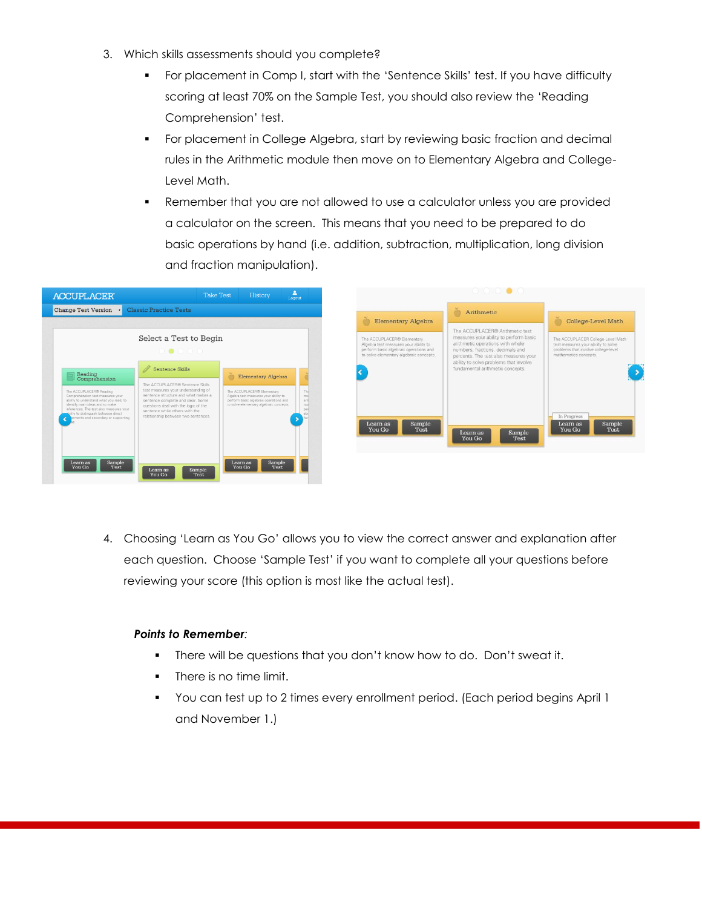3. Which skills assessments should you complete?
   - For placement in Comp I, start with the 'Sentence Skills' test. If you have difficulty scoring at least 70% on the Sample Test, you should also review the 'Reading Comprehension' test.
   - For placement in College Algebra, start by reviewing basic fraction and decimal rules in the Arithmetic module then move on to Elementary Algebra and College-Level Math.
   - Remember that you are not allowed to use a calculator unless you are provided a calculator on the screen. This means that you need to be prepared to do basic operations by hand (i.e. addition, subtraction, multiplication, long division and fraction manipulation).

4. Choosing 'Learn as You Go' allows you to view the correct answer and explanation after each question. Choose 'Sample Test' if you want to complete all your questions before reviewing your score (this option is most like the actual test).

***Points to Remember*:**

- There will be questions that you don't know how to do. Don't sweat it.
- There is no time limit.
- You can test up to 2 times every enrollment period. (Each period begins April 1 and November 1.)